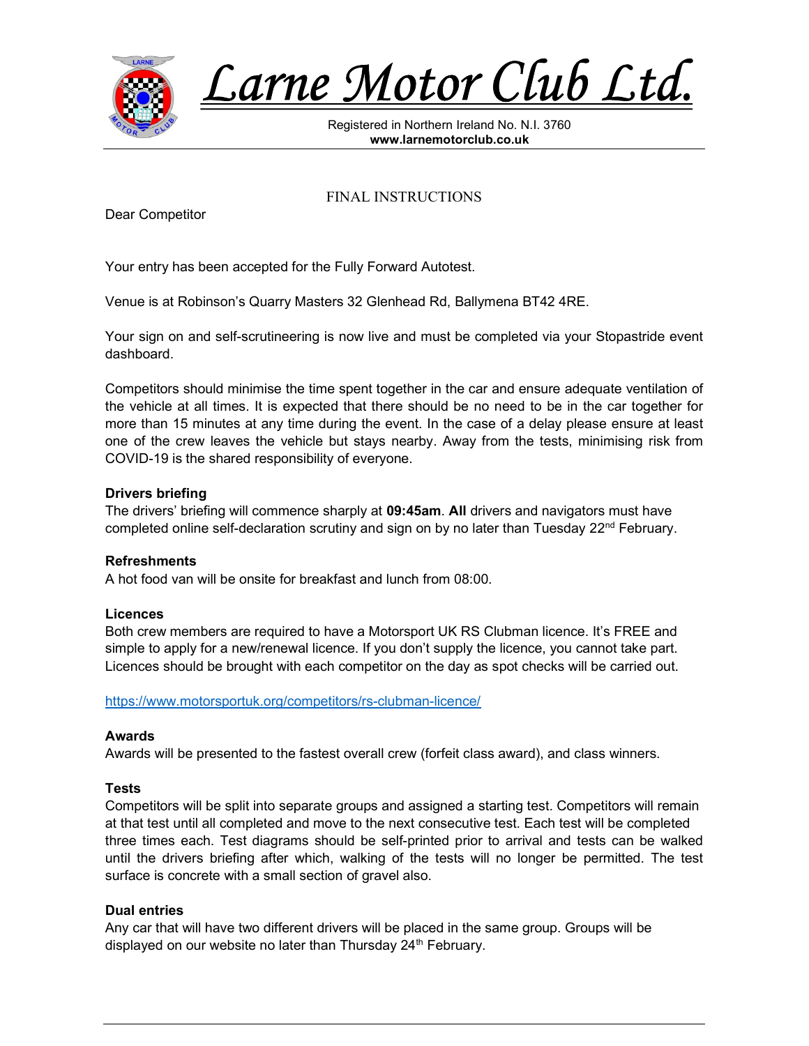# Larne Motor Club Ltd.

Registered in Northern Ireland No. N.I. 3760
**www.larnemotorclub.co.uk**

## FINAL INSTRUCTIONS

Dear Competitor

Your entry has been accepted for the Fully Forward Autotest.

Venue is at Robinson's Quarry Masters 32 Glenhead Rd, Ballymena BT42 4RE.

Your sign on and self-scrutineering is now live and must be completed via your Stopastride event dashboard.

Competitors should minimise the time spent together in the car and ensure adequate ventilation of the vehicle at all times. It is expected that there should be no need to be in the car together for more than 15 minutes at any time during the event. In the case of a delay please ensure at least one of the crew leaves the vehicle but stays nearby. Away from the tests, minimising risk from COVID-19 is the shared responsibility of everyone.

### Drivers briefing

The drivers' briefing will commence sharply at **09:45am**. **All** drivers and navigators must have completed online self-declaration scrutiny and sign on by no later than Tuesday 22nd February.

### Refreshments

A hot food van will be onsite for breakfast and lunch from 08:00.

### Licences

Both crew members are required to have a Motorsport UK RS Clubman licence. It's FREE and simple to apply for a new/renewal licence. If you don't supply the licence, you cannot take part. Licences should be brought with each competitor on the day as spot checks will be carried out.

https://www.motorsportuk.org/competitors/rs-clubman-licence/

### Awards

Awards will be presented to the fastest overall crew (forfeit class award), and class winners.

### Tests

Competitors will be split into separate groups and assigned a starting test. Competitors will remain at that test until all completed and move to the next consecutive test. Each test will be completed three times each. Test diagrams should be self-printed prior to arrival and tests can be walked until the drivers briefing after which, walking of the tests will no longer be permitted. The test surface is concrete with a small section of gravel also.

### Dual entries

Any car that will have two different drivers will be placed in the same group. Groups will be displayed on our website no later than Thursday 24th February.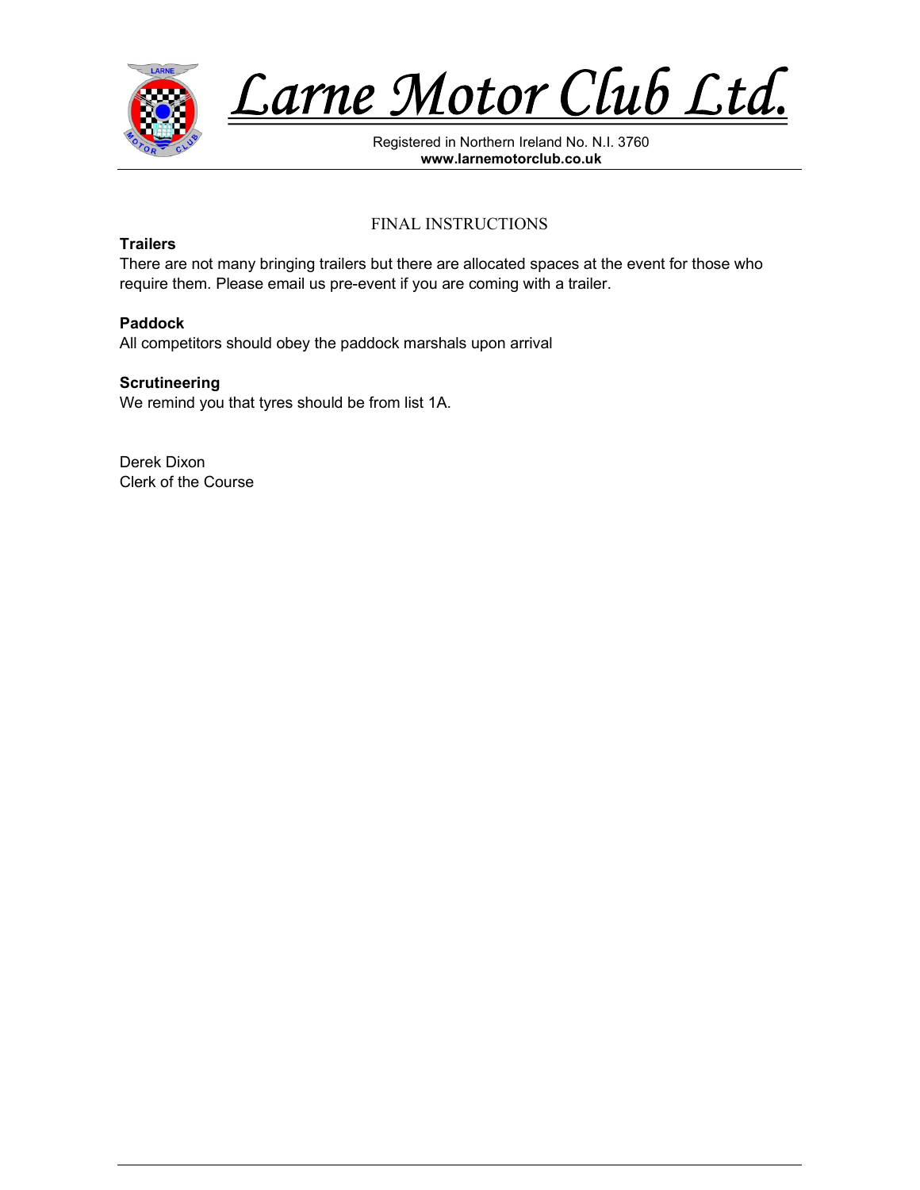# Larne Motor Club Ltd.

Registered in Northern Ireland No. N.I. 3760
**www.larnemotorclub.co.uk**

## FINAL INSTRUCTIONS

**Trailers**
There are not many bringing trailers but there are allocated spaces at the event for those who require them. Please email us pre-event if you are coming with a trailer.

**Paddock**
All competitors should obey the paddock marshals upon arrival

**Scrutineering**
We remind you that tyres should be from list 1A.

Derek Dixon
Clerk of the Course